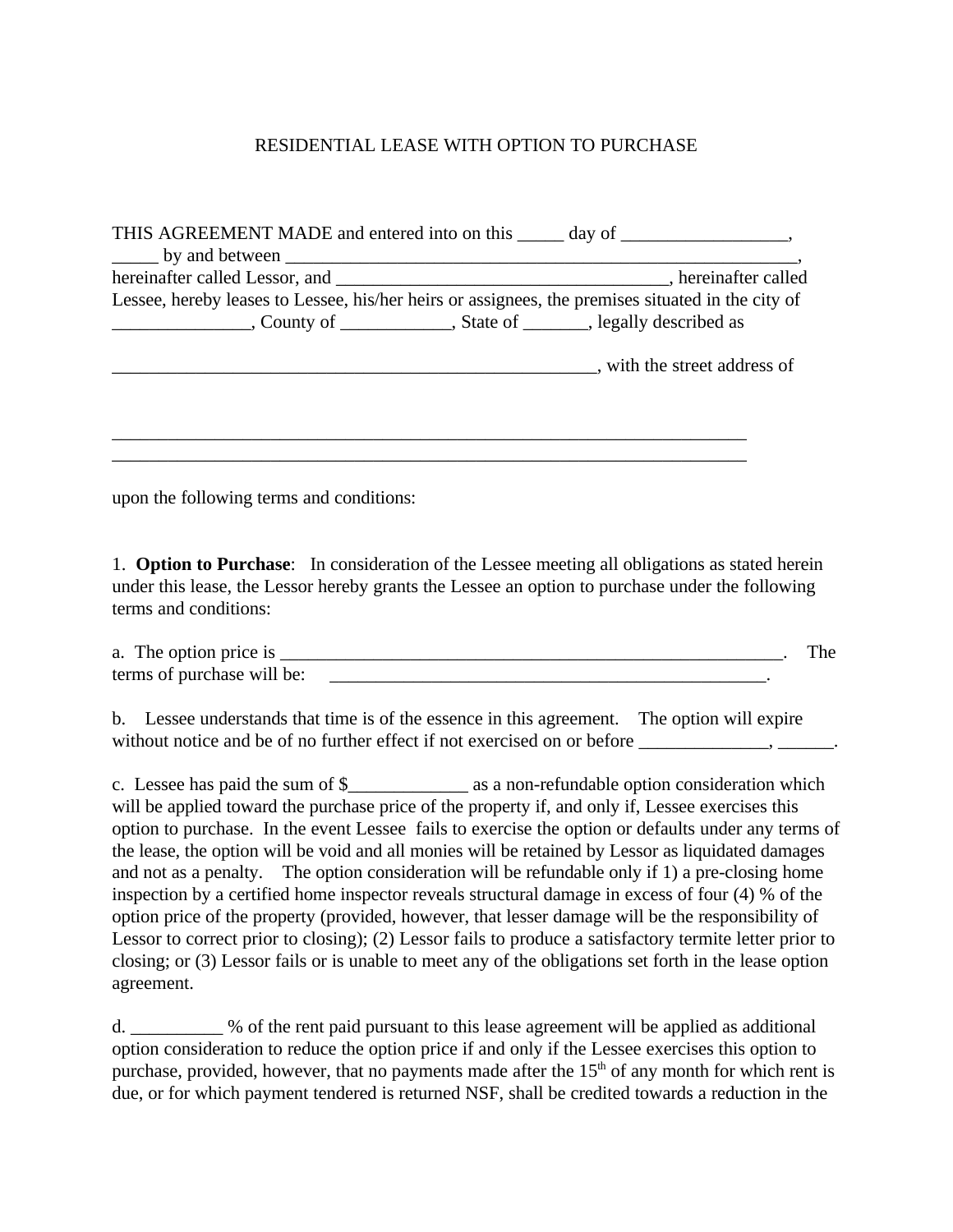# RESIDENTIAL LEASE WITH OPTION TO PURCHASE

THIS AGREEMENT MADE and entered into on this _____ day of __________________, _____ by and between ____________________________________________________________, hereinafter called Lessor, and ______________________________________, hereinafter called Lessee, hereby leases to Lessee, his/her heirs or assignees, the premises situated in the city of _______________, County of ____________, State of _______, legally described as

_______________________________________________________, with the street address of

________________________________________________________________________
________________________________________________________________________

upon the following terms and conditions:

1. **Option to Purchase**: In consideration of the Lessee meeting all obligations as stated herein under this lease, the Lessor hereby grants the Lessee an option to purchase under the following terms and conditions:

a. The option price is _________________________________________________________. The terms of purchase will be: __________________________________________________.

b. Lessee understands that time is of the essence in this agreement. The option will expire without notice and be of no further effect if not exercised on or before ______________, ______.

c. Lessee has paid the sum of $_____________ as a non-refundable option consideration which will be applied toward the purchase price of the property if, and only if, Lessee exercises this option to purchase. In the event Lessee fails to exercise the option or defaults under any terms of the lease, the option will be void and all monies will be retained by Lessor as liquidated damages and not as a penalty. The option consideration will be refundable only if 1) a pre-closing home inspection by a certified home inspector reveals structural damage in excess of four (4) % of the option price of the property (provided, however, that lesser damage will be the responsibility of Lessor to correct prior to closing); (2) Lessor fails to produce a satisfactory termite letter prior to closing; or (3) Lessor fails or is unable to meet any of the obligations set forth in the lease option agreement.

d. __________ % of the rent paid pursuant to this lease agreement will be applied as additional option consideration to reduce the option price if and only if the Lessee exercises this option to purchase, provided, however, that no payments made after the 15th of any month for which rent is due, or for which payment tendered is returned NSF, shall be credited towards a reduction in the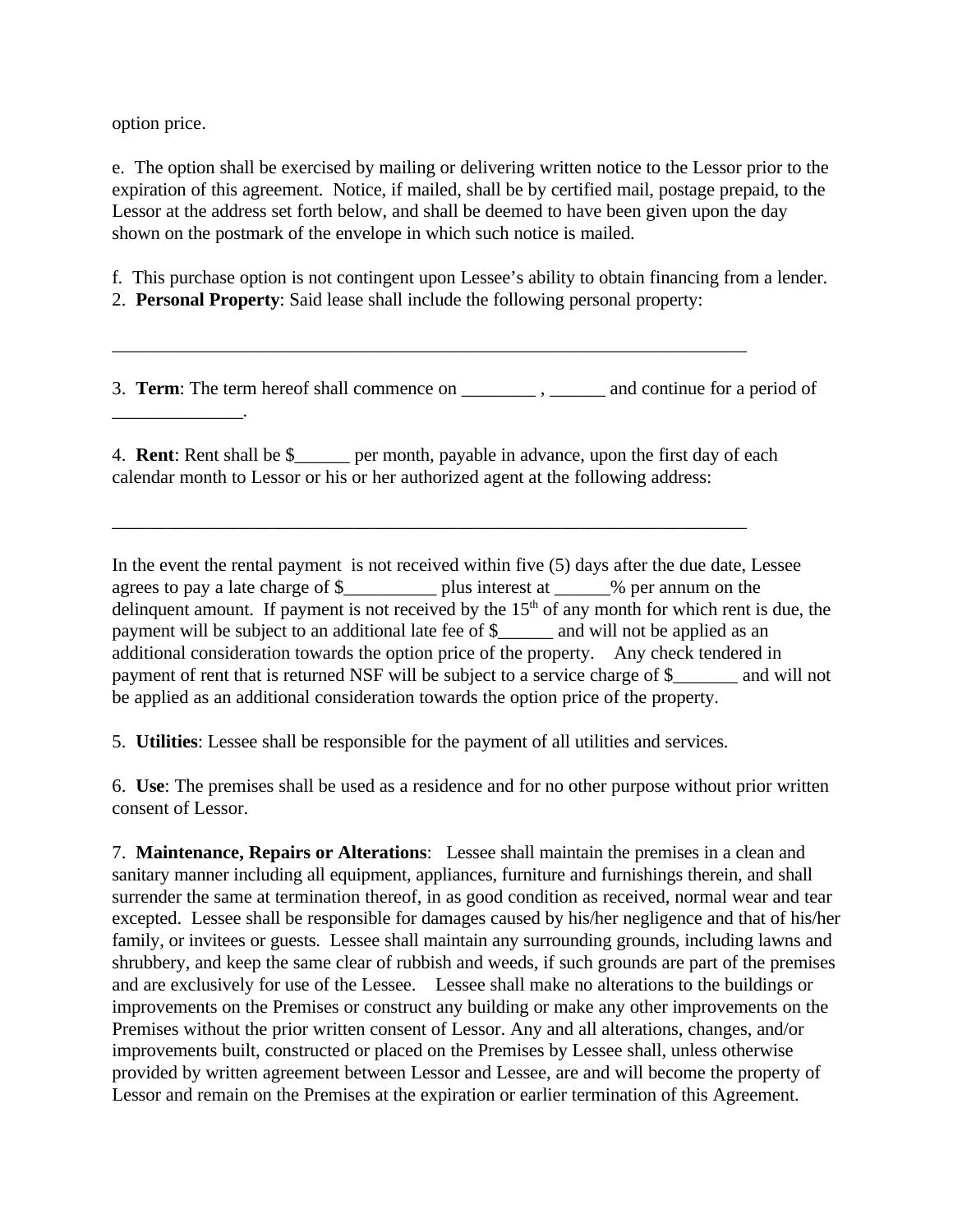option price.

e.  The option shall be exercised by mailing or delivering written notice to the Lessor prior to the expiration of this agreement.  Notice, if mailed, shall be by certified mail, postage prepaid, to the Lessor at the address set forth below, and shall be deemed to have been given upon the day shown on the postmark of the envelope in which such notice is mailed.

f.  This purchase option is not contingent upon Lessee's ability to obtain financing from a lender.

2.  **Personal Property**: Said lease shall include the following personal property:

_______________________________________________________________________

3.  **Term**: The term hereof shall commence on ________ , ______ and continue for a period of ______________.

4.  **Rent**: Rent shall be $______ per month, payable in advance, upon the first day of each calendar month to Lessor or his or her authorized agent at the following address:

_______________________________________________________________________

In the event the rental payment  is not received within five (5) days after the due date, Lessee agrees to pay a late charge of $__________ plus interest at ______% per annum on the delinquent amount.  If payment is not received by the 15th of any month for which rent is due, the payment will be subject to an additional late fee of $______ and will not be applied as an additional consideration towards the option price of the property.    Any check tendered in payment of rent that is returned NSF will be subject to a service charge of $_______ and will not be applied as an additional consideration towards the option price of the property.

5.  **Utilities**: Lessee shall be responsible for the payment of all utilities and services.

6.  **Use**: The premises shall be used as a residence and for no other purpose without prior written consent of Lessor.

7.  **Maintenance, Repairs or Alterations**:   Lessee shall maintain the premises in a clean and sanitary manner including all equipment, appliances, furniture and furnishings therein, and shall surrender the same at termination thereof, in as good condition as received, normal wear and tear excepted.  Lessee shall be responsible for damages caused by his/her negligence and that of his/her family, or invitees or guests.  Lessee shall maintain any surrounding grounds, including lawns and shrubbery, and keep the same clear of rubbish and weeds, if such grounds are part of the premises and are exclusively for use of the Lessee.    Lessee shall make no alterations to the buildings or improvements on the Premises or construct any building or make any other improvements on the Premises without the prior written consent of Lessor. Any and all alterations, changes, and/or improvements built, constructed or placed on the Premises by Lessee shall, unless otherwise provided by written agreement between Lessor and Lessee, are and will become the property of Lessor and remain on the Premises at the expiration or earlier termination of this Agreement.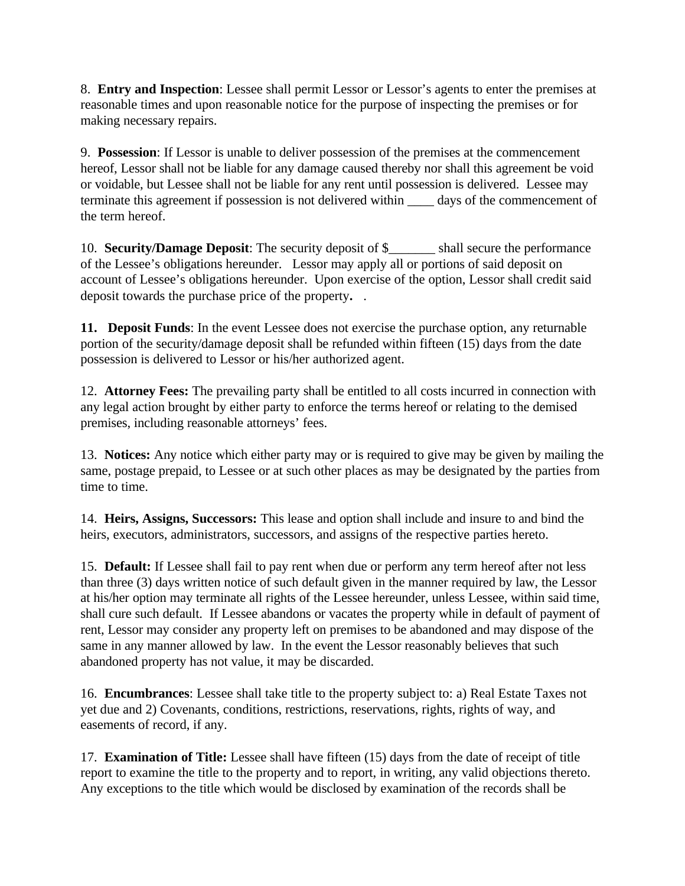8.  **Entry and Inspection**: Lessee shall permit Lessor or Lessor's agents to enter the premises at reasonable times and upon reasonable notice for the purpose of inspecting the premises or for making necessary repairs.

9.  **Possession**: If Lessor is unable to deliver possession of the premises at the commencement hereof, Lessor shall not be liable for any damage caused thereby nor shall this agreement be void or voidable, but Lessee shall not be liable for any rent until possession is delivered.  Lessee may terminate this agreement if possession is not delivered within ____ days of the commencement of the term hereof.

10.  **Security/Damage Deposit**: The security deposit of $_______ shall secure the performance of the Lessee's obligations hereunder.   Lessor may apply all or portions of said deposit on account of Lessee's obligations hereunder.  Upon exercise of the option, Lessor shall credit said deposit towards the purchase price of the property**.**   .

**11.   Deposit Funds**: In the event Lessee does not exercise the purchase option, any returnable portion of the security/damage deposit shall be refunded within fifteen (15) days from the date possession is delivered to Lessor or his/her authorized agent.

12.  **Attorney Fees:** The prevailing party shall be entitled to all costs incurred in connection with any legal action brought by either party to enforce the terms hereof or relating to the demised premises, including reasonable attorneys' fees.

13.  **Notices:** Any notice which either party may or is required to give may be given by mailing the same, postage prepaid, to Lessee or at such other places as may be designated by the parties from time to time.

14.  **Heirs, Assigns, Successors:** This lease and option shall include and insure to and bind the heirs, executors, administrators, successors, and assigns of the respective parties hereto.

15.  **Default:** If Lessee shall fail to pay rent when due or perform any term hereof after not less than three (3) days written notice of such default given in the manner required by law, the Lessor at his/her option may terminate all rights of the Lessee hereunder, unless Lessee, within said time, shall cure such default.  If Lessee abandons or vacates the property while in default of payment of rent, Lessor may consider any property left on premises to be abandoned and may dispose of the same in any manner allowed by law.  In the event the Lessor reasonably believes that such abandoned property has not value, it may be discarded.

16.  **Encumbrances**: Lessee shall take title to the property subject to: a) Real Estate Taxes not yet due and 2) Covenants, conditions, restrictions, reservations, rights, rights of way, and easements of record, if any.

17.  **Examination of Title:** Lessee shall have fifteen (15) days from the date of receipt of title report to examine the title to the property and to report, in writing, any valid objections thereto. Any exceptions to the title which would be disclosed by examination of the records shall be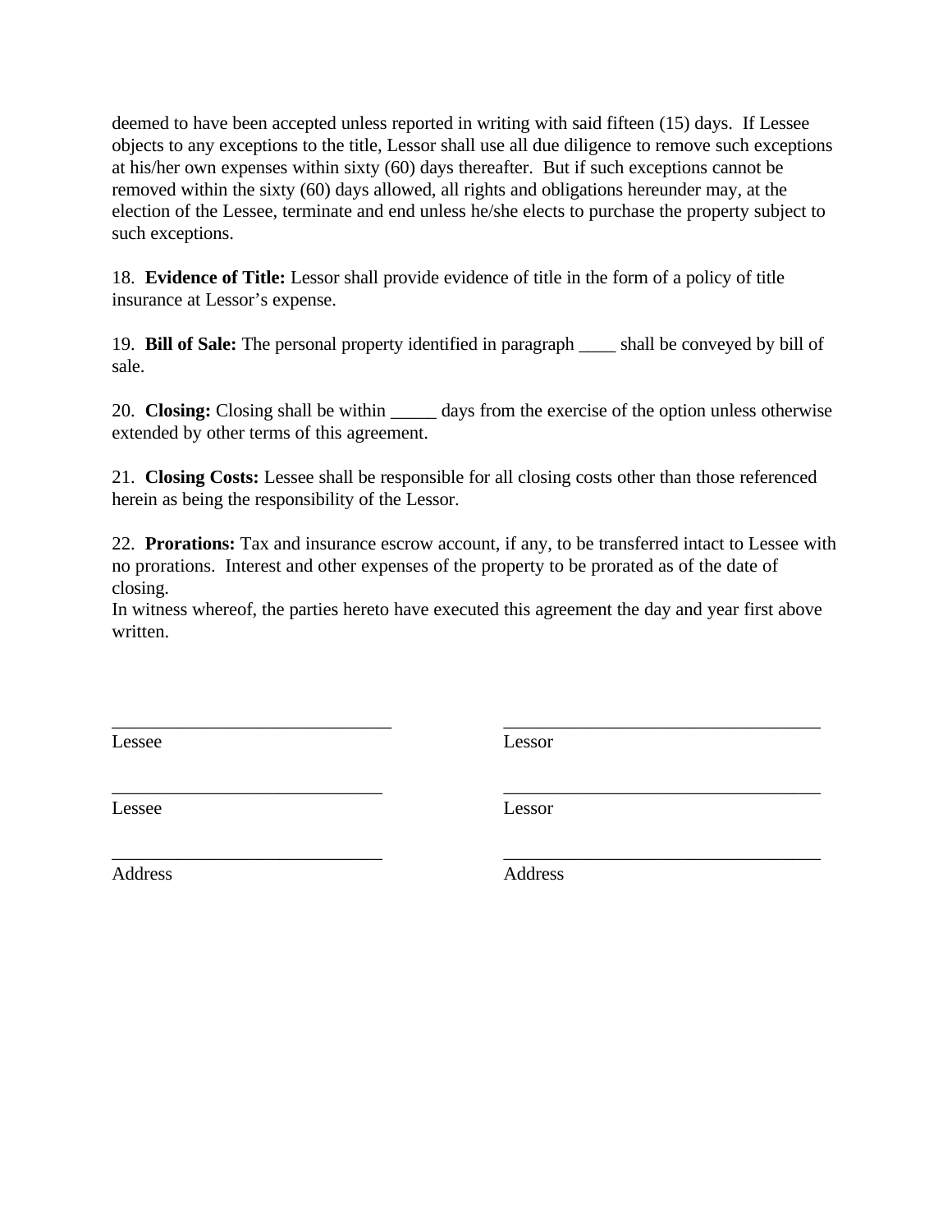deemed to have been accepted unless reported in writing with said fifteen (15) days. If Lessee objects to any exceptions to the title, Lessor shall use all due diligence to remove such exceptions at his/her own expenses within sixty (60) days thereafter. But if such exceptions cannot be removed within the sixty (60) days allowed, all rights and obligations hereunder may, at the election of the Lessee, terminate and end unless he/she elects to purchase the property subject to such exceptions.

18. **Evidence of Title:** Lessor shall provide evidence of title in the form of a policy of title insurance at Lessor's expense.

19. **Bill of Sale:** The personal property identified in paragraph ____ shall be conveyed by bill of sale.

20. **Closing:** Closing shall be within _____ days from the exercise of the option unless otherwise extended by other terms of this agreement.

21. **Closing Costs:** Lessee shall be responsible for all closing costs other than those referenced herein as being the responsibility of the Lessor.

22. **Prorations:** Tax and insurance escrow account, if any, to be transferred intact to Lessee with no prorations. Interest and other expenses of the property to be prorated as of the date of closing.
In witness whereof, the parties hereto have executed this agreement the day and year first above written.

______________________________ ______________________________
Lessee Lessor

______________________________ ______________________________
Lessee Lessor

______________________________ ______________________________
Address Address